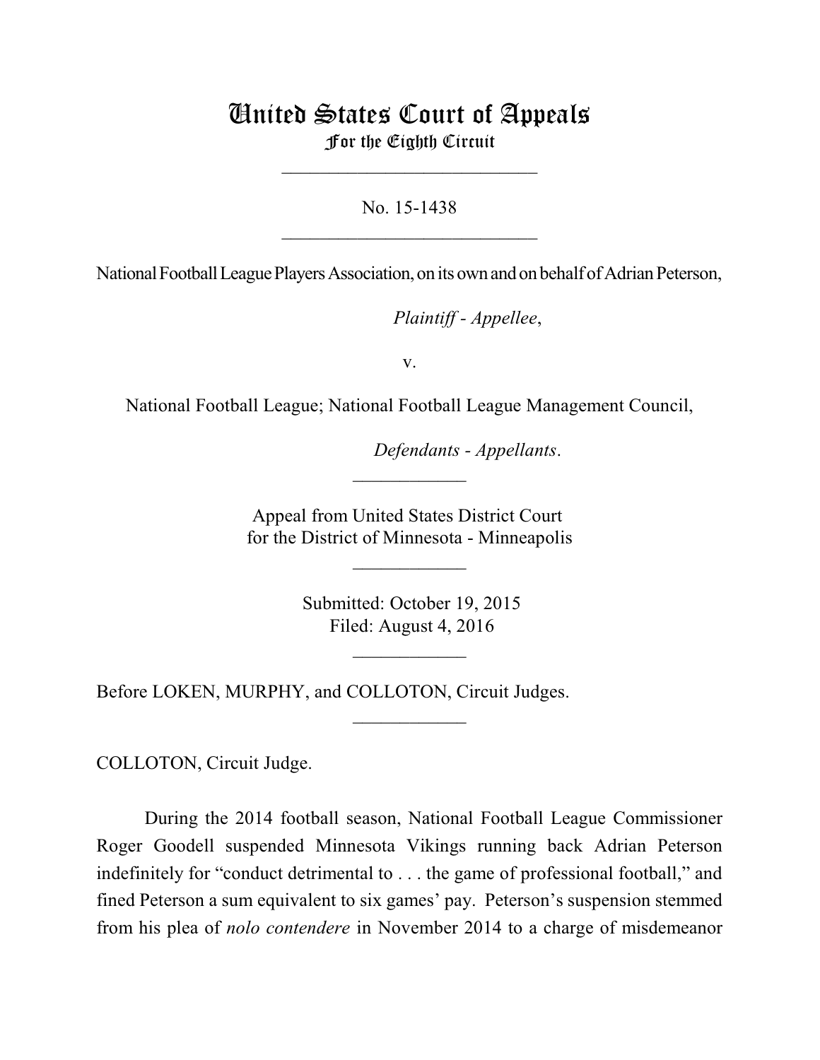# United States Court of Appeals
## For the Eighth Circuit

---

No. 15-1438

---

National Football League Players Association, on its own and on behalf of Adrian Peterson,

*Plaintiff - Appellee*,

v.

National Football League; National Football League Management Council,

*Defendants - Appellants*.

---

Appeal from United States District Court
for the District of Minnesota - Minneapolis

---

Submitted: October 19, 2015
Filed: August 4, 2016

---

Before LOKEN, MURPHY, and COLLOTON, Circuit Judges.

---

COLLOTON, Circuit Judge.

During the 2014 football season, National Football League Commissioner Roger Goodell suspended Minnesota Vikings running back Adrian Peterson indefinitely for "conduct detrimental to . . . the game of professional football," and fined Peterson a sum equivalent to six games' pay. Peterson's suspension stemmed from his plea of *nolo contendere* in November 2014 to a charge of misdemeanor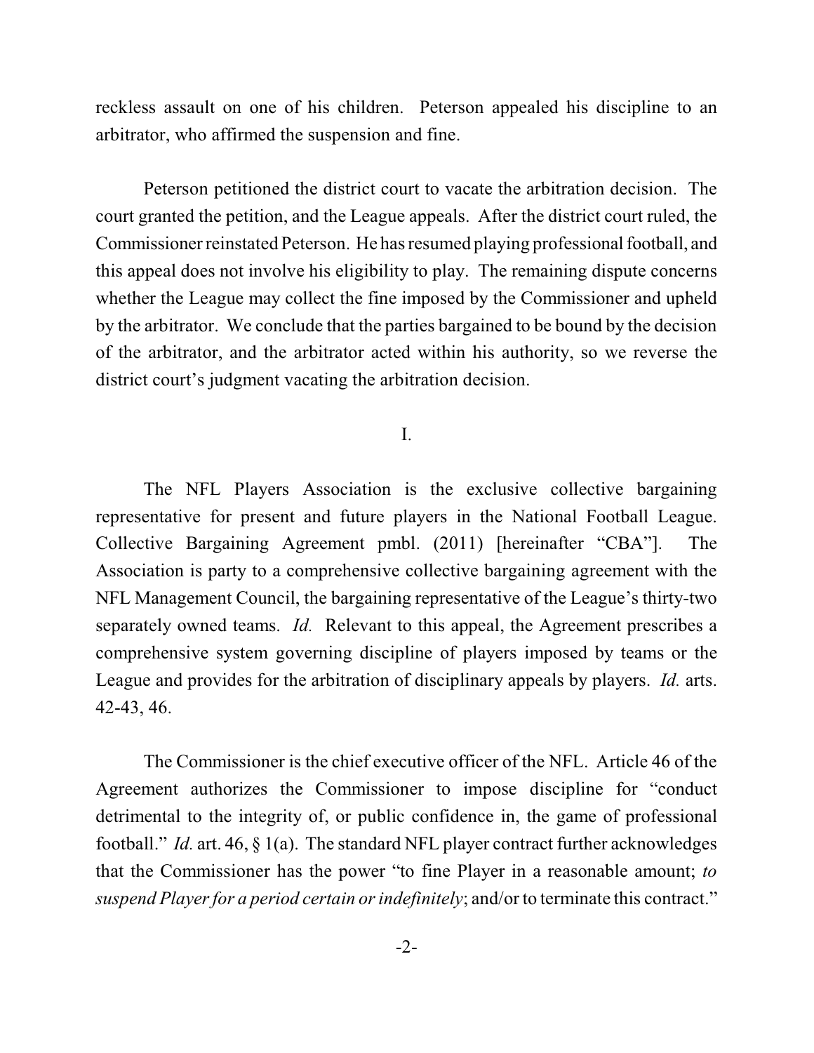reckless assault on one of his children. Peterson appealed his discipline to an arbitrator, who affirmed the suspension and fine.

Peterson petitioned the district court to vacate the arbitration decision. The court granted the petition, and the League appeals. After the district court ruled, the Commissioner reinstated Peterson. He has resumed playing professional football, and this appeal does not involve his eligibility to play. The remaining dispute concerns whether the League may collect the fine imposed by the Commissioner and upheld by the arbitrator. We conclude that the parties bargained to be bound by the decision of the arbitrator, and the arbitrator acted within his authority, so we reverse the district court's judgment vacating the arbitration decision.

I.

The NFL Players Association is the exclusive collective bargaining representative for present and future players in the National Football League. Collective Bargaining Agreement pmbl. (2011) [hereinafter "CBA"]. The Association is party to a comprehensive collective bargaining agreement with the NFL Management Council, the bargaining representative of the League's thirty-two separately owned teams. *Id.* Relevant to this appeal, the Agreement prescribes a comprehensive system governing discipline of players imposed by teams or the League and provides for the arbitration of disciplinary appeals by players. *Id.* arts. 42-43, 46.

The Commissioner is the chief executive officer of the NFL. Article 46 of the Agreement authorizes the Commissioner to impose discipline for "conduct detrimental to the integrity of, or public confidence in, the game of professional football." *Id.* art. 46, § 1(a). The standard NFL player contract further acknowledges that the Commissioner has the power "to fine Player in a reasonable amount; *to suspend Player for a period certain or indefinitely*; and/or to terminate this contract."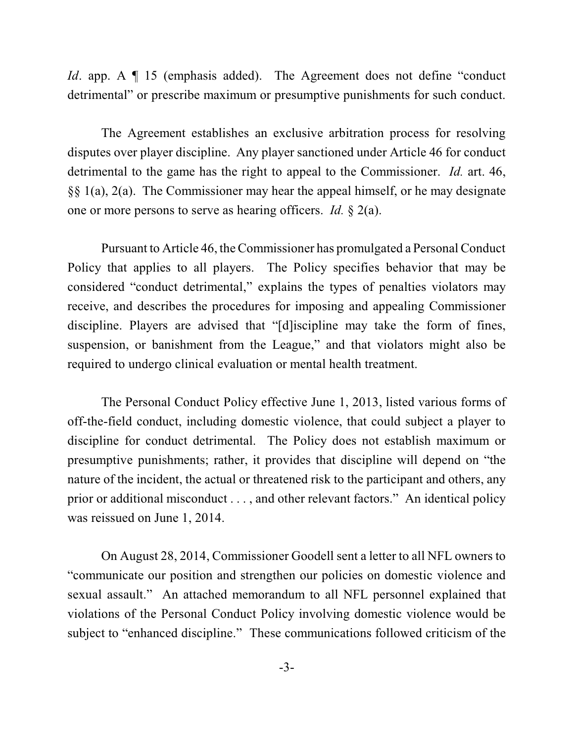*Id*. app. A ¶ 15 (emphasis added). The Agreement does not define "conduct detrimental" or prescribe maximum or presumptive punishments for such conduct.

The Agreement establishes an exclusive arbitration process for resolving disputes over player discipline. Any player sanctioned under Article 46 for conduct detrimental to the game has the right to appeal to the Commissioner. *Id.* art. 46, §§ 1(a), 2(a). The Commissioner may hear the appeal himself, or he may designate one or more persons to serve as hearing officers. *Id.* § 2(a).

Pursuant to Article 46, the Commissioner has promulgated a Personal Conduct Policy that applies to all players. The Policy specifies behavior that may be considered "conduct detrimental," explains the types of penalties violators may receive, and describes the procedures for imposing and appealing Commissioner discipline. Players are advised that "[d]iscipline may take the form of fines, suspension, or banishment from the League," and that violators might also be required to undergo clinical evaluation or mental health treatment.

The Personal Conduct Policy effective June 1, 2013, listed various forms of off-the-field conduct, including domestic violence, that could subject a player to discipline for conduct detrimental. The Policy does not establish maximum or presumptive punishments; rather, it provides that discipline will depend on "the nature of the incident, the actual or threatened risk to the participant and others, any prior or additional misconduct . . . , and other relevant factors." An identical policy was reissued on June 1, 2014.

On August 28, 2014, Commissioner Goodell sent a letter to all NFL owners to "communicate our position and strengthen our policies on domestic violence and sexual assault." An attached memorandum to all NFL personnel explained that violations of the Personal Conduct Policy involving domestic violence would be subject to "enhanced discipline." These communications followed criticism of the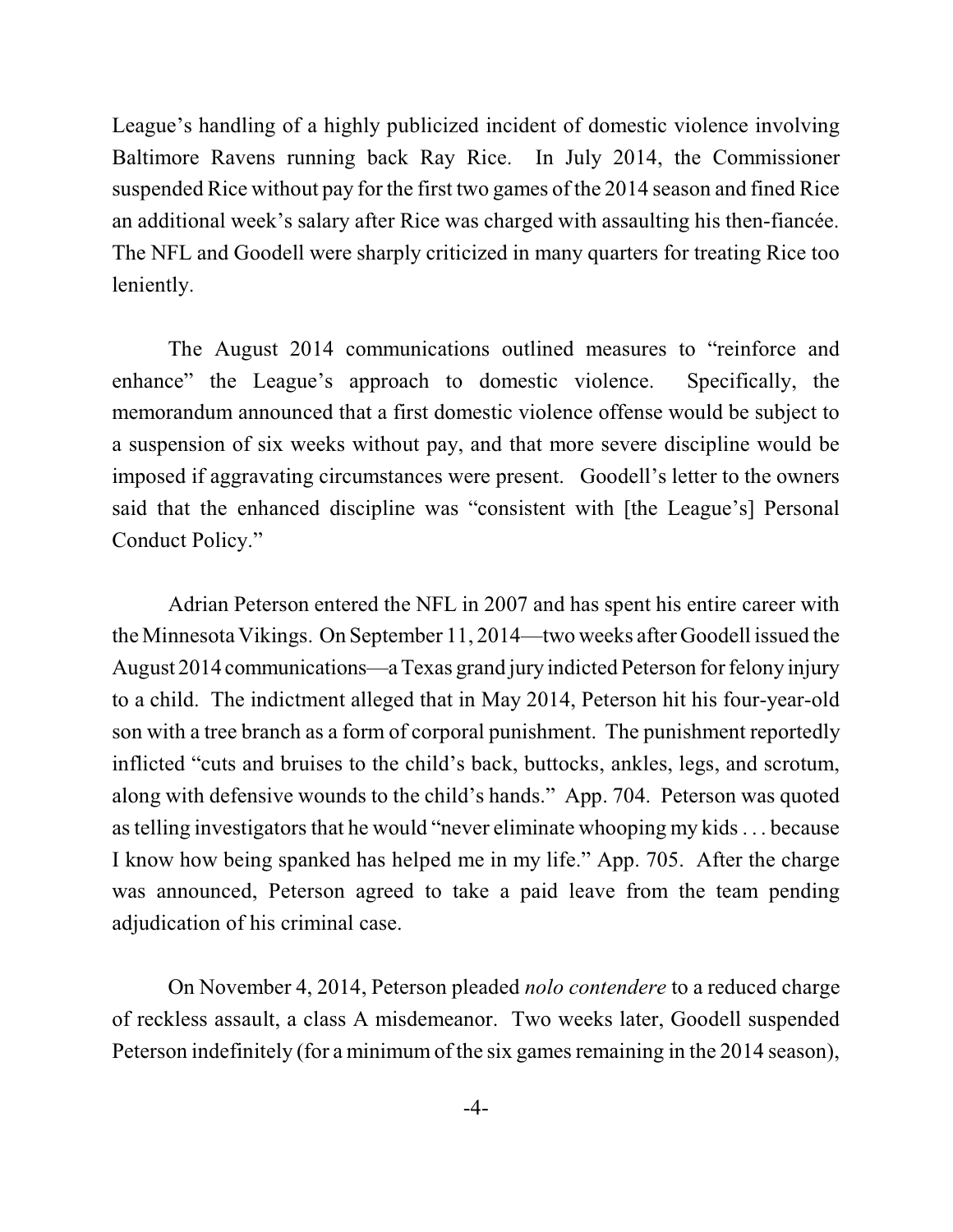League's handling of a highly publicized incident of domestic violence involving Baltimore Ravens running back Ray Rice. In July 2014, the Commissioner suspended Rice without pay for the first two games of the 2014 season and fined Rice an additional week's salary after Rice was charged with assaulting his then-fiancée. The NFL and Goodell were sharply criticized in many quarters for treating Rice too leniently.

The August 2014 communications outlined measures to "reinforce and enhance" the League's approach to domestic violence. Specifically, the memorandum announced that a first domestic violence offense would be subject to a suspension of six weeks without pay, and that more severe discipline would be imposed if aggravating circumstances were present. Goodell's letter to the owners said that the enhanced discipline was "consistent with [the League's] Personal Conduct Policy."

Adrian Peterson entered the NFL in 2007 and has spent his entire career with the Minnesota Vikings. On September 11, 2014—two weeks after Goodell issued the August 2014 communications—a Texas grand jury indicted Peterson for felony injury to a child. The indictment alleged that in May 2014, Peterson hit his four-year-old son with a tree branch as a form of corporal punishment. The punishment reportedly inflicted "cuts and bruises to the child's back, buttocks, ankles, legs, and scrotum, along with defensive wounds to the child's hands." App. 704. Peterson was quoted as telling investigators that he would "never eliminate whooping my kids . . . because I know how being spanked has helped me in my life." App. 705. After the charge was announced, Peterson agreed to take a paid leave from the team pending adjudication of his criminal case.

On November 4, 2014, Peterson pleaded *nolo contendere* to a reduced charge of reckless assault, a class A misdemeanor. Two weeks later, Goodell suspended Peterson indefinitely (for a minimum of the six games remaining in the 2014 season),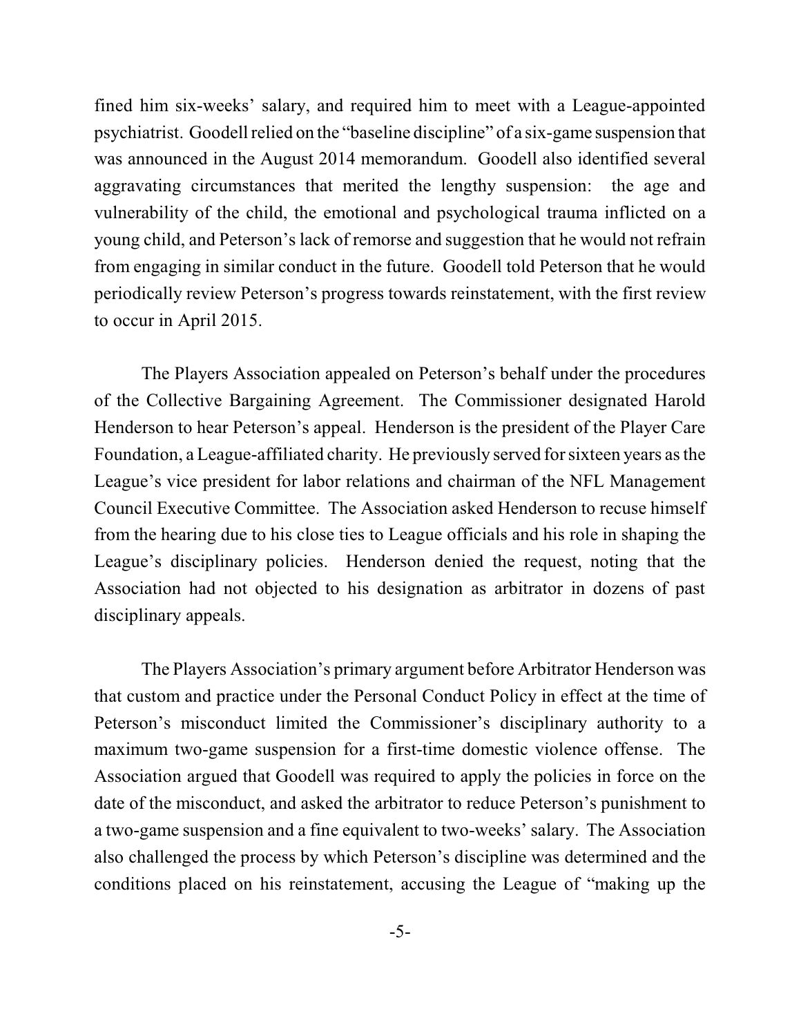fined him six-weeks' salary, and required him to meet with a League-appointed psychiatrist. Goodell relied on the "baseline discipline" of a six-game suspension that was announced in the August 2014 memorandum. Goodell also identified several aggravating circumstances that merited the lengthy suspension: the age and vulnerability of the child, the emotional and psychological trauma inflicted on a young child, and Peterson's lack of remorse and suggestion that he would not refrain from engaging in similar conduct in the future. Goodell told Peterson that he would periodically review Peterson's progress towards reinstatement, with the first review to occur in April 2015.

The Players Association appealed on Peterson's behalf under the procedures of the Collective Bargaining Agreement. The Commissioner designated Harold Henderson to hear Peterson's appeal. Henderson is the president of the Player Care Foundation, a League-affiliated charity. He previously served for sixteen years as the League's vice president for labor relations and chairman of the NFL Management Council Executive Committee. The Association asked Henderson to recuse himself from the hearing due to his close ties to League officials and his role in shaping the League's disciplinary policies. Henderson denied the request, noting that the Association had not objected to his designation as arbitrator in dozens of past disciplinary appeals.

The Players Association's primary argument before Arbitrator Henderson was that custom and practice under the Personal Conduct Policy in effect at the time of Peterson's misconduct limited the Commissioner's disciplinary authority to a maximum two-game suspension for a first-time domestic violence offense. The Association argued that Goodell was required to apply the policies in force on the date of the misconduct, and asked the arbitrator to reduce Peterson's punishment to a two-game suspension and a fine equivalent to two-weeks' salary. The Association also challenged the process by which Peterson's discipline was determined and the conditions placed on his reinstatement, accusing the League of "making up the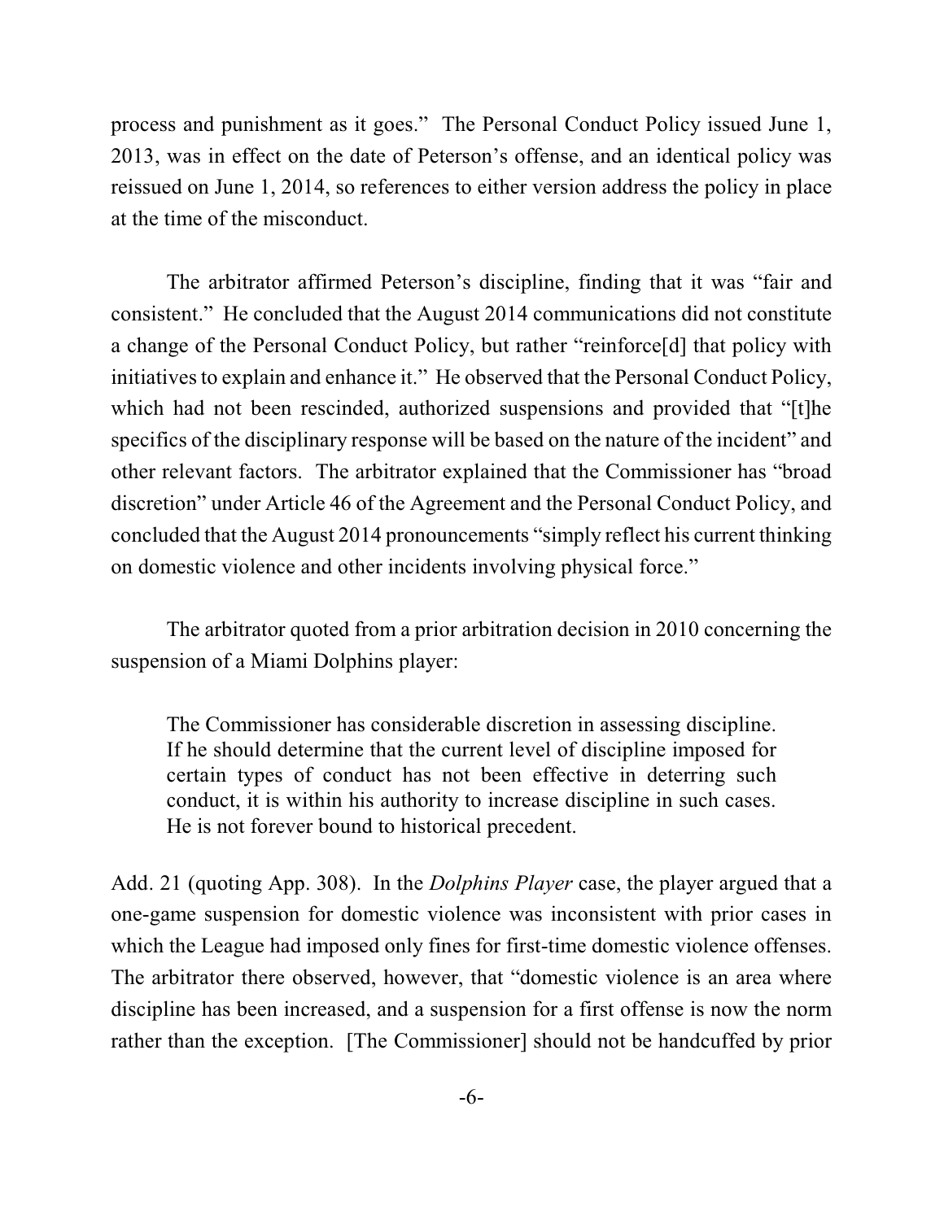process and punishment as it goes." The Personal Conduct Policy issued June 1, 2013, was in effect on the date of Peterson's offense, and an identical policy was reissued on June 1, 2014, so references to either version address the policy in place at the time of the misconduct.

The arbitrator affirmed Peterson's discipline, finding that it was "fair and consistent." He concluded that the August 2014 communications did not constitute a change of the Personal Conduct Policy, but rather "reinforce[d] that policy with initiatives to explain and enhance it." He observed that the Personal Conduct Policy, which had not been rescinded, authorized suspensions and provided that "[t]he specifics of the disciplinary response will be based on the nature of the incident" and other relevant factors. The arbitrator explained that the Commissioner has "broad discretion" under Article 46 of the Agreement and the Personal Conduct Policy, and concluded that the August 2014 pronouncements "simply reflect his current thinking on domestic violence and other incidents involving physical force."

The arbitrator quoted from a prior arbitration decision in 2010 concerning the suspension of a Miami Dolphins player:

> The Commissioner has considerable discretion in assessing discipline. If he should determine that the current level of discipline imposed for certain types of conduct has not been effective in deterring such conduct, it is within his authority to increase discipline in such cases. He is not forever bound to historical precedent.

Add. 21 (quoting App. 308). In the *Dolphins Player* case, the player argued that a one-game suspension for domestic violence was inconsistent with prior cases in which the League had imposed only fines for first-time domestic violence offenses. The arbitrator there observed, however, that "domestic violence is an area where discipline has been increased, and a suspension for a first offense is now the norm rather than the exception. [The Commissioner] should not be handcuffed by prior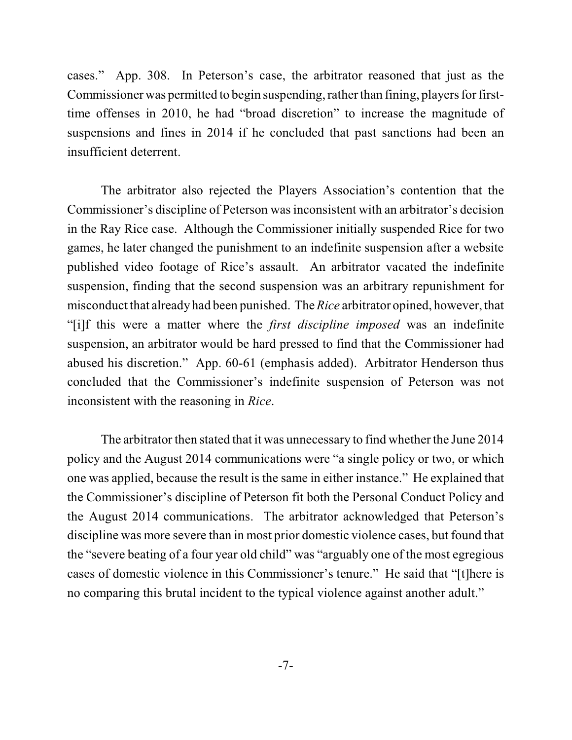cases." App. 308. In Peterson's case, the arbitrator reasoned that just as the Commissioner was permitted to begin suspending, rather than fining, players for first-time offenses in 2010, he had "broad discretion" to increase the magnitude of suspensions and fines in 2014 if he concluded that past sanctions had been an insufficient deterrent.

The arbitrator also rejected the Players Association's contention that the Commissioner's discipline of Peterson was inconsistent with an arbitrator's decision in the Ray Rice case. Although the Commissioner initially suspended Rice for two games, he later changed the punishment to an indefinite suspension after a website published video footage of Rice's assault. An arbitrator vacated the indefinite suspension, finding that the second suspension was an arbitrary repunishment for misconduct that already had been punished. The *Rice* arbitrator opined, however, that "[i]f this were a matter where the *first discipline imposed* was an indefinite suspension, an arbitrator would be hard pressed to find that the Commissioner had abused his discretion." App. 60-61 (emphasis added). Arbitrator Henderson thus concluded that the Commissioner's indefinite suspension of Peterson was not inconsistent with the reasoning in *Rice*.

The arbitrator then stated that it was unnecessary to find whether the June 2014 policy and the August 2014 communications were "a single policy or two, or which one was applied, because the result is the same in either instance." He explained that the Commissioner's discipline of Peterson fit both the Personal Conduct Policy and the August 2014 communications. The arbitrator acknowledged that Peterson's discipline was more severe than in most prior domestic violence cases, but found that the "severe beating of a four year old child" was "arguably one of the most egregious cases of domestic violence in this Commissioner's tenure." He said that "[t]here is no comparing this brutal incident to the typical violence against another adult."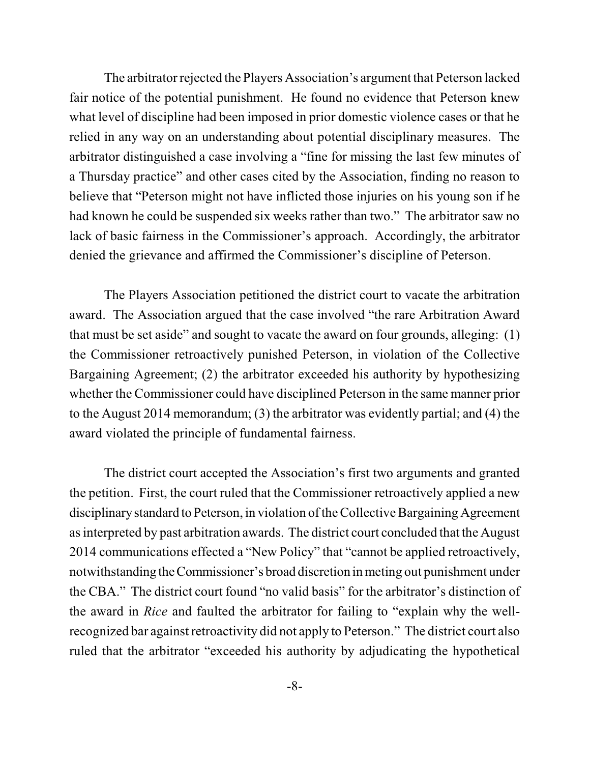The arbitrator rejected the Players Association's argument that Peterson lacked fair notice of the potential punishment. He found no evidence that Peterson knew what level of discipline had been imposed in prior domestic violence cases or that he relied in any way on an understanding about potential disciplinary measures. The arbitrator distinguished a case involving a "fine for missing the last few minutes of a Thursday practice" and other cases cited by the Association, finding no reason to believe that "Peterson might not have inflicted those injuries on his young son if he had known he could be suspended six weeks rather than two." The arbitrator saw no lack of basic fairness in the Commissioner's approach. Accordingly, the arbitrator denied the grievance and affirmed the Commissioner's discipline of Peterson.

The Players Association petitioned the district court to vacate the arbitration award. The Association argued that the case involved "the rare Arbitration Award that must be set aside" and sought to vacate the award on four grounds, alleging: (1) the Commissioner retroactively punished Peterson, in violation of the Collective Bargaining Agreement; (2) the arbitrator exceeded his authority by hypothesizing whether the Commissioner could have disciplined Peterson in the same manner prior to the August 2014 memorandum; (3) the arbitrator was evidently partial; and (4) the award violated the principle of fundamental fairness.

The district court accepted the Association's first two arguments and granted the petition. First, the court ruled that the Commissioner retroactively applied a new disciplinary standard to Peterson, in violation of the Collective Bargaining Agreement as interpreted by past arbitration awards. The district court concluded that the August 2014 communications effected a "New Policy" that "cannot be applied retroactively, notwithstanding the Commissioner's broad discretion in meting out punishment under the CBA." The district court found "no valid basis" for the arbitrator's distinction of the award in *Rice* and faulted the arbitrator for failing to "explain why the well-recognized bar against retroactivity did not apply to Peterson." The district court also ruled that the arbitrator "exceeded his authority by adjudicating the hypothetical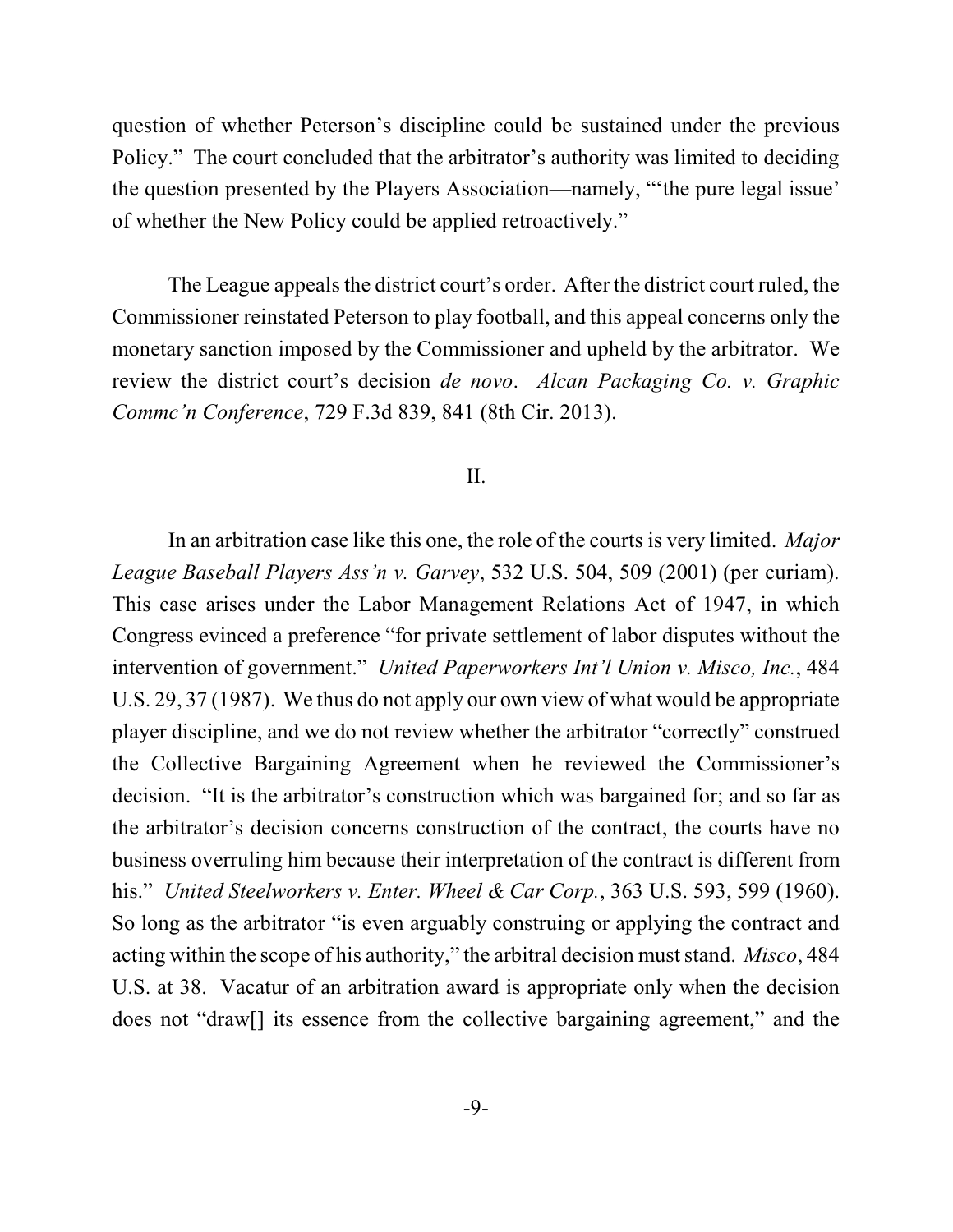question of whether Peterson's discipline could be sustained under the previous Policy." The court concluded that the arbitrator's authority was limited to deciding the question presented by the Players Association—namely, "'the pure legal issue' of whether the New Policy could be applied retroactively."

The League appeals the district court's order. After the district court ruled, the Commissioner reinstated Peterson to play football, and this appeal concerns only the monetary sanction imposed by the Commissioner and upheld by the arbitrator. We review the district court's decision *de novo*. *Alcan Packaging Co. v. Graphic Commc'n Conference*, 729 F.3d 839, 841 (8th Cir. 2013).

## II.

In an arbitration case like this one, the role of the courts is very limited. *Major League Baseball Players Ass'n v. Garvey*, 532 U.S. 504, 509 (2001) (per curiam). This case arises under the Labor Management Relations Act of 1947, in which Congress evinced a preference "for private settlement of labor disputes without the intervention of government." *United Paperworkers Int'l Union v. Misco, Inc.*, 484 U.S. 29, 37 (1987). We thus do not apply our own view of what would be appropriate player discipline, and we do not review whether the arbitrator "correctly" construed the Collective Bargaining Agreement when he reviewed the Commissioner's decision. "It is the arbitrator's construction which was bargained for; and so far as the arbitrator's decision concerns construction of the contract, the courts have no business overruling him because their interpretation of the contract is different from his." *United Steelworkers v. Enter. Wheel & Car Corp.*, 363 U.S. 593, 599 (1960). So long as the arbitrator "is even arguably construing or applying the contract and acting within the scope of his authority," the arbitral decision must stand. *Misco*, 484 U.S. at 38. Vacatur of an arbitration award is appropriate only when the decision does not "draw[] its essence from the collective bargaining agreement," and the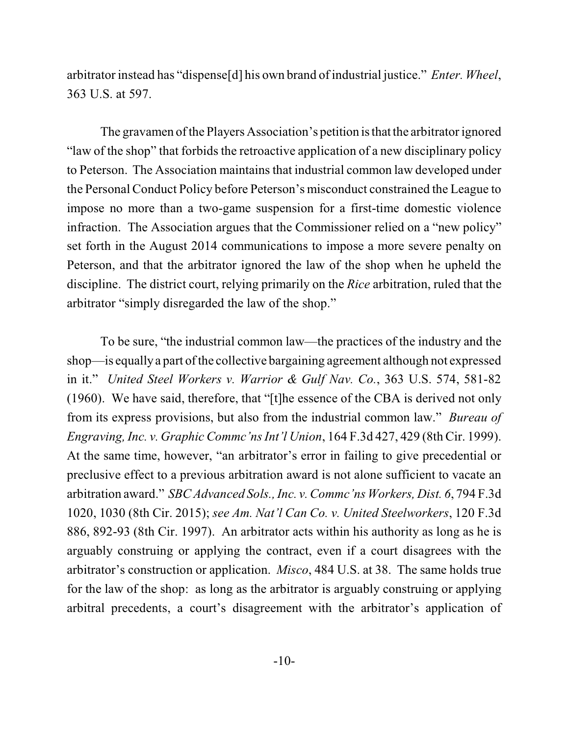arbitrator instead has "dispense[d] his own brand of industrial justice." *Enter. Wheel*, 363 U.S. at 597.

The gravamen of the Players Association's petition is that the arbitrator ignored "law of the shop" that forbids the retroactive application of a new disciplinary policy to Peterson. The Association maintains that industrial common law developed under the Personal Conduct Policy before Peterson's misconduct constrained the League to impose no more than a two-game suspension for a first-time domestic violence infraction. The Association argues that the Commissioner relied on a "new policy" set forth in the August 2014 communications to impose a more severe penalty on Peterson, and that the arbitrator ignored the law of the shop when he upheld the discipline. The district court, relying primarily on the *Rice* arbitration, ruled that the arbitrator "simply disregarded the law of the shop."

To be sure, "the industrial common law—the practices of the industry and the shop—is equally a part of the collective bargaining agreement although not expressed in it." *United Steel Workers v. Warrior & Gulf Nav. Co.*, 363 U.S. 574, 581-82 (1960). We have said, therefore, that "[t]he essence of the CBA is derived not only from its express provisions, but also from the industrial common law." *Bureau of Engraving, Inc. v. Graphic Commc'ns Int'l Union*, 164 F.3d 427, 429 (8th Cir. 1999). At the same time, however, "an arbitrator's error in failing to give precedential or preclusive effect to a previous arbitration award is not alone sufficient to vacate an arbitration award." *SBC Advanced Sols., Inc. v. Commc'ns Workers, Dist. 6*, 794 F.3d 1020, 1030 (8th Cir. 2015); *see Am. Nat'l Can Co. v. United Steelworkers*, 120 F.3d 886, 892-93 (8th Cir. 1997). An arbitrator acts within his authority as long as he is arguably construing or applying the contract, even if a court disagrees with the arbitrator's construction or application. *Misco*, 484 U.S. at 38. The same holds true for the law of the shop: as long as the arbitrator is arguably construing or applying arbitral precedents, a court's disagreement with the arbitrator's application of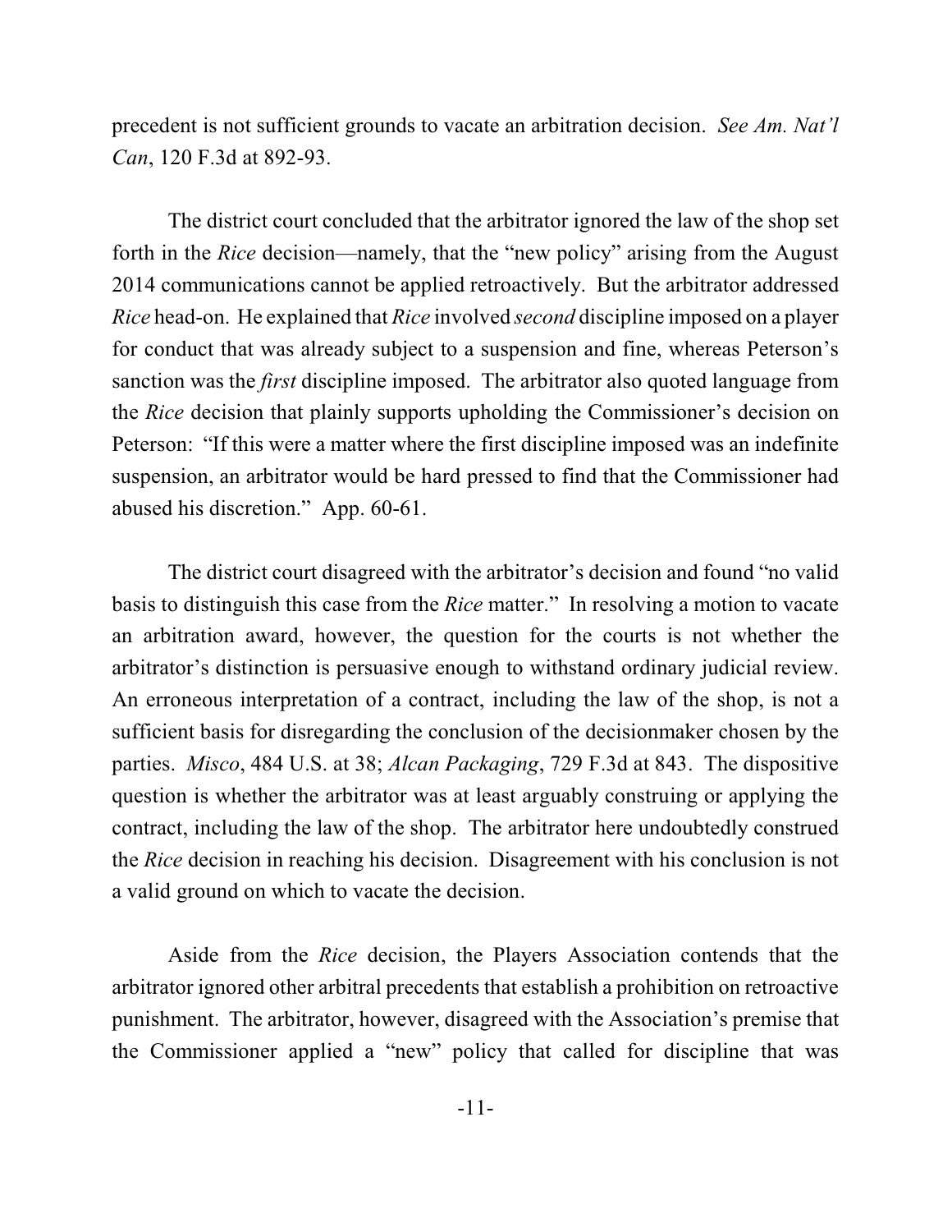precedent is not sufficient grounds to vacate an arbitration decision. *See Am. Nat'l Can*, 120 F.3d at 892-93.

The district court concluded that the arbitrator ignored the law of the shop set forth in the *Rice* decision—namely, that the "new policy" arising from the August 2014 communications cannot be applied retroactively. But the arbitrator addressed *Rice* head-on. He explained that *Rice* involved *second* discipline imposed on a player for conduct that was already subject to a suspension and fine, whereas Peterson's sanction was the *first* discipline imposed. The arbitrator also quoted language from the *Rice* decision that plainly supports upholding the Commissioner's decision on Peterson: "If this were a matter where the first discipline imposed was an indefinite suspension, an arbitrator would be hard pressed to find that the Commissioner had abused his discretion." App. 60-61.

The district court disagreed with the arbitrator's decision and found "no valid basis to distinguish this case from the *Rice* matter." In resolving a motion to vacate an arbitration award, however, the question for the courts is not whether the arbitrator's distinction is persuasive enough to withstand ordinary judicial review. An erroneous interpretation of a contract, including the law of the shop, is not a sufficient basis for disregarding the conclusion of the decisionmaker chosen by the parties. *Misco*, 484 U.S. at 38; *Alcan Packaging*, 729 F.3d at 843. The dispositive question is whether the arbitrator was at least arguably construing or applying the contract, including the law of the shop. The arbitrator here undoubtedly construed the *Rice* decision in reaching his decision. Disagreement with his conclusion is not a valid ground on which to vacate the decision.

Aside from the *Rice* decision, the Players Association contends that the arbitrator ignored other arbitral precedents that establish a prohibition on retroactive punishment. The arbitrator, however, disagreed with the Association's premise that the Commissioner applied a "new" policy that called for discipline that was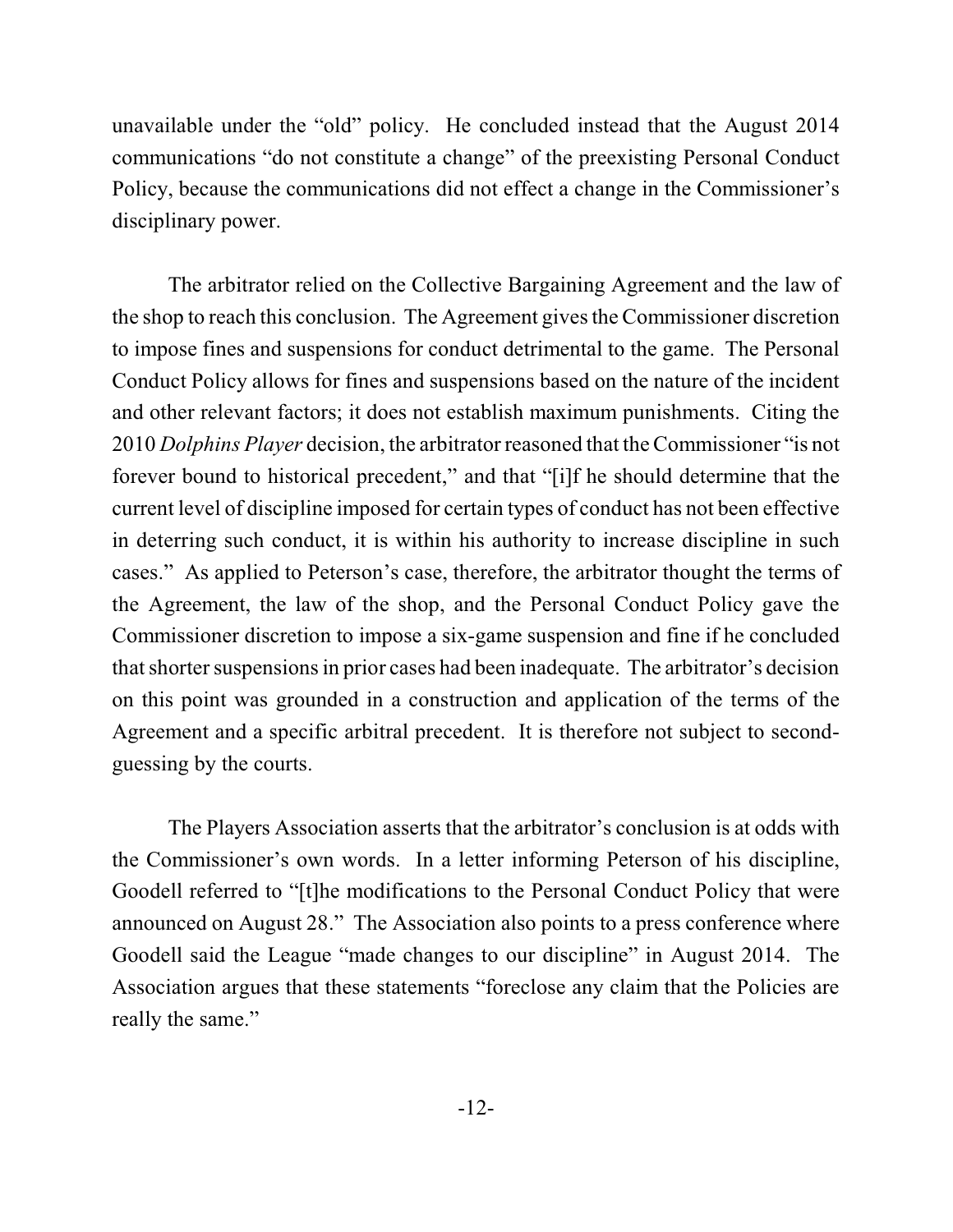unavailable under the "old" policy. He concluded instead that the August 2014 communications "do not constitute a change" of the preexisting Personal Conduct Policy, because the communications did not effect a change in the Commissioner's disciplinary power.

The arbitrator relied on the Collective Bargaining Agreement and the law of the shop to reach this conclusion. The Agreement gives the Commissioner discretion to impose fines and suspensions for conduct detrimental to the game. The Personal Conduct Policy allows for fines and suspensions based on the nature of the incident and other relevant factors; it does not establish maximum punishments. Citing the 2010 *Dolphins Player* decision, the arbitrator reasoned that the Commissioner "is not forever bound to historical precedent," and that "[i]f he should determine that the current level of discipline imposed for certain types of conduct has not been effective in deterring such conduct, it is within his authority to increase discipline in such cases." As applied to Peterson's case, therefore, the arbitrator thought the terms of the Agreement, the law of the shop, and the Personal Conduct Policy gave the Commissioner discretion to impose a six-game suspension and fine if he concluded that shorter suspensions in prior cases had been inadequate. The arbitrator's decision on this point was grounded in a construction and application of the terms of the Agreement and a specific arbitral precedent. It is therefore not subject to second-guessing by the courts.

The Players Association asserts that the arbitrator's conclusion is at odds with the Commissioner's own words. In a letter informing Peterson of his discipline, Goodell referred to "[t]he modifications to the Personal Conduct Policy that were announced on August 28." The Association also points to a press conference where Goodell said the League "made changes to our discipline" in August 2014. The Association argues that these statements "foreclose any claim that the Policies are really the same."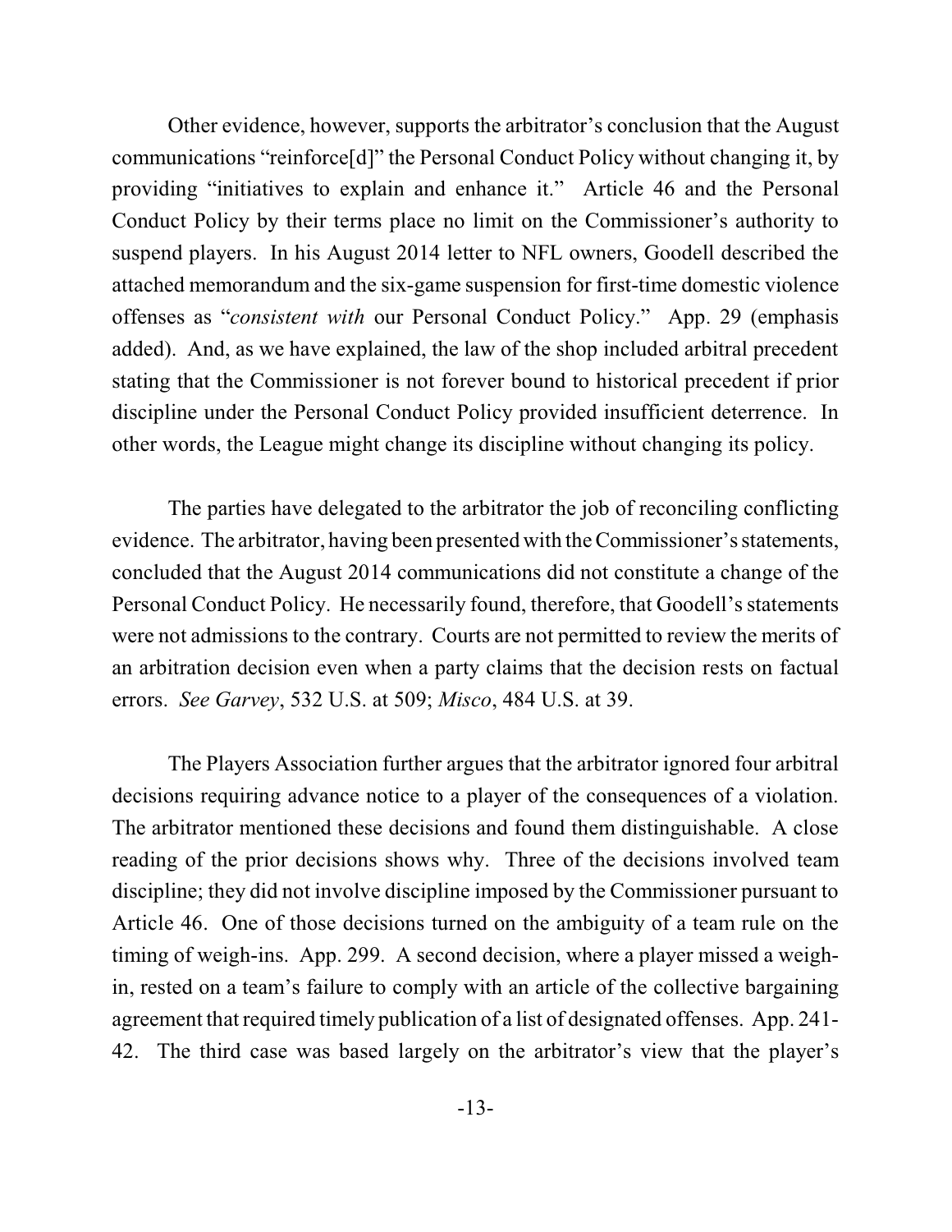Other evidence, however, supports the arbitrator's conclusion that the August communications "reinforce[d]" the Personal Conduct Policy without changing it, by providing "initiatives to explain and enhance it." Article 46 and the Personal Conduct Policy by their terms place no limit on the Commissioner's authority to suspend players. In his August 2014 letter to NFL owners, Goodell described the attached memorandum and the six-game suspension for first-time domestic violence offenses as "*consistent with* our Personal Conduct Policy." App. 29 (emphasis added). And, as we have explained, the law of the shop included arbitral precedent stating that the Commissioner is not forever bound to historical precedent if prior discipline under the Personal Conduct Policy provided insufficient deterrence. In other words, the League might change its discipline without changing its policy.

The parties have delegated to the arbitrator the job of reconciling conflicting evidence. The arbitrator, having been presented with the Commissioner's statements, concluded that the August 2014 communications did not constitute a change of the Personal Conduct Policy. He necessarily found, therefore, that Goodell's statements were not admissions to the contrary. Courts are not permitted to review the merits of an arbitration decision even when a party claims that the decision rests on factual errors. *See Garvey*, 532 U.S. at 509; *Misco*, 484 U.S. at 39.

The Players Association further argues that the arbitrator ignored four arbitral decisions requiring advance notice to a player of the consequences of a violation. The arbitrator mentioned these decisions and found them distinguishable. A close reading of the prior decisions shows why. Three of the decisions involved team discipline; they did not involve discipline imposed by the Commissioner pursuant to Article 46. One of those decisions turned on the ambiguity of a team rule on the timing of weigh-ins. App. 299. A second decision, where a player missed a weigh-in, rested on a team's failure to comply with an article of the collective bargaining agreement that required timely publication of a list of designated offenses. App. 241-42. The third case was based largely on the arbitrator's view that the player's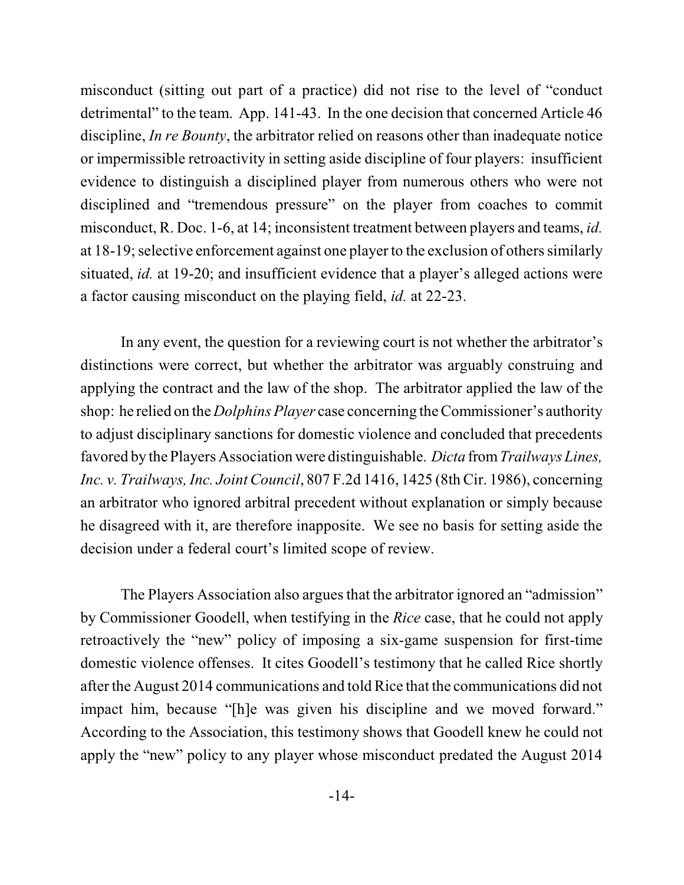misconduct (sitting out part of a practice) did not rise to the level of "conduct detrimental" to the team. App. 141-43. In the one decision that concerned Article 46 discipline, *In re Bounty*, the arbitrator relied on reasons other than inadequate notice or impermissible retroactivity in setting aside discipline of four players: insufficient evidence to distinguish a disciplined player from numerous others who were not disciplined and "tremendous pressure" on the player from coaches to commit misconduct, R. Doc. 1-6, at 14; inconsistent treatment between players and teams, *id.* at 18-19; selective enforcement against one player to the exclusion of others similarly situated, *id.* at 19-20; and insufficient evidence that a player's alleged actions were a factor causing misconduct on the playing field, *id.* at 22-23.

In any event, the question for a reviewing court is not whether the arbitrator's distinctions were correct, but whether the arbitrator was arguably construing and applying the contract and the law of the shop. The arbitrator applied the law of the shop: he relied on the *Dolphins Player* case concerning the Commissioner's authority to adjust disciplinary sanctions for domestic violence and concluded that precedents favored by the Players Association were distinguishable. *Dicta* from *Trailways Lines, Inc. v. Trailways, Inc. Joint Council*, 807 F.2d 1416, 1425 (8th Cir. 1986), concerning an arbitrator who ignored arbitral precedent without explanation or simply because he disagreed with it, are therefore inapposite. We see no basis for setting aside the decision under a federal court's limited scope of review.

The Players Association also argues that the arbitrator ignored an "admission" by Commissioner Goodell, when testifying in the *Rice* case, that he could not apply retroactively the "new" policy of imposing a six-game suspension for first-time domestic violence offenses. It cites Goodell's testimony that he called Rice shortly after the August 2014 communications and told Rice that the communications did not impact him, because "[h]e was given his discipline and we moved forward." According to the Association, this testimony shows that Goodell knew he could not apply the "new" policy to any player whose misconduct predated the August 2014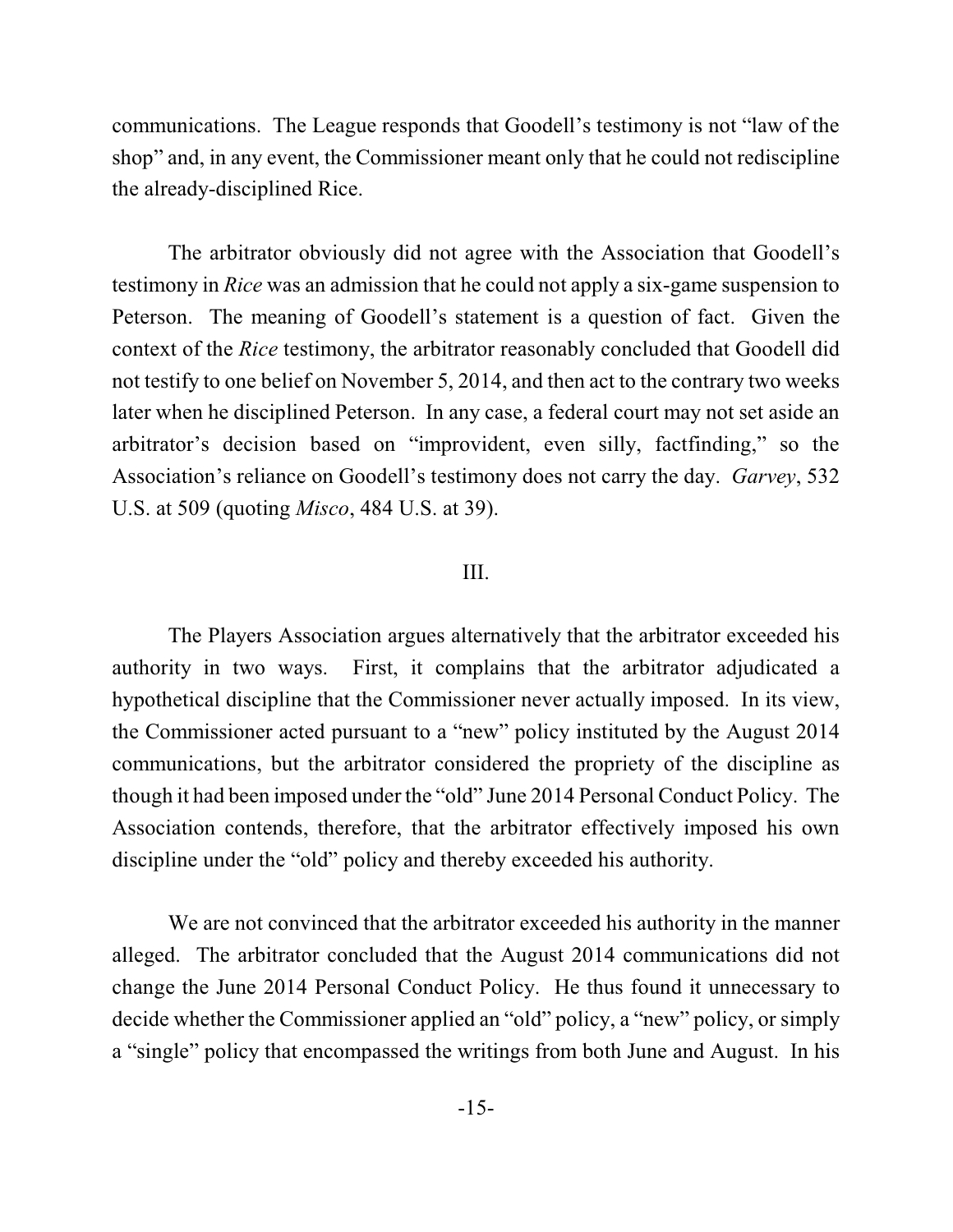communications. The League responds that Goodell's testimony is not "law of the shop" and, in any event, the Commissioner meant only that he could not rediscipline the already-disciplined Rice.

The arbitrator obviously did not agree with the Association that Goodell's testimony in *Rice* was an admission that he could not apply a six-game suspension to Peterson. The meaning of Goodell's statement is a question of fact. Given the context of the *Rice* testimony, the arbitrator reasonably concluded that Goodell did not testify to one belief on November 5, 2014, and then act to the contrary two weeks later when he disciplined Peterson. In any case, a federal court may not set aside an arbitrator's decision based on "improvident, even silly, factfinding," so the Association's reliance on Goodell's testimony does not carry the day. *Garvey*, 532 U.S. at 509 (quoting *Misco*, 484 U.S. at 39).

## III.

The Players Association argues alternatively that the arbitrator exceeded his authority in two ways. First, it complains that the arbitrator adjudicated a hypothetical discipline that the Commissioner never actually imposed. In its view, the Commissioner acted pursuant to a "new" policy instituted by the August 2014 communications, but the arbitrator considered the propriety of the discipline as though it had been imposed under the "old" June 2014 Personal Conduct Policy. The Association contends, therefore, that the arbitrator effectively imposed his own discipline under the "old" policy and thereby exceeded his authority.

We are not convinced that the arbitrator exceeded his authority in the manner alleged. The arbitrator concluded that the August 2014 communications did not change the June 2014 Personal Conduct Policy. He thus found it unnecessary to decide whether the Commissioner applied an "old" policy, a "new" policy, or simply a "single" policy that encompassed the writings from both June and August. In his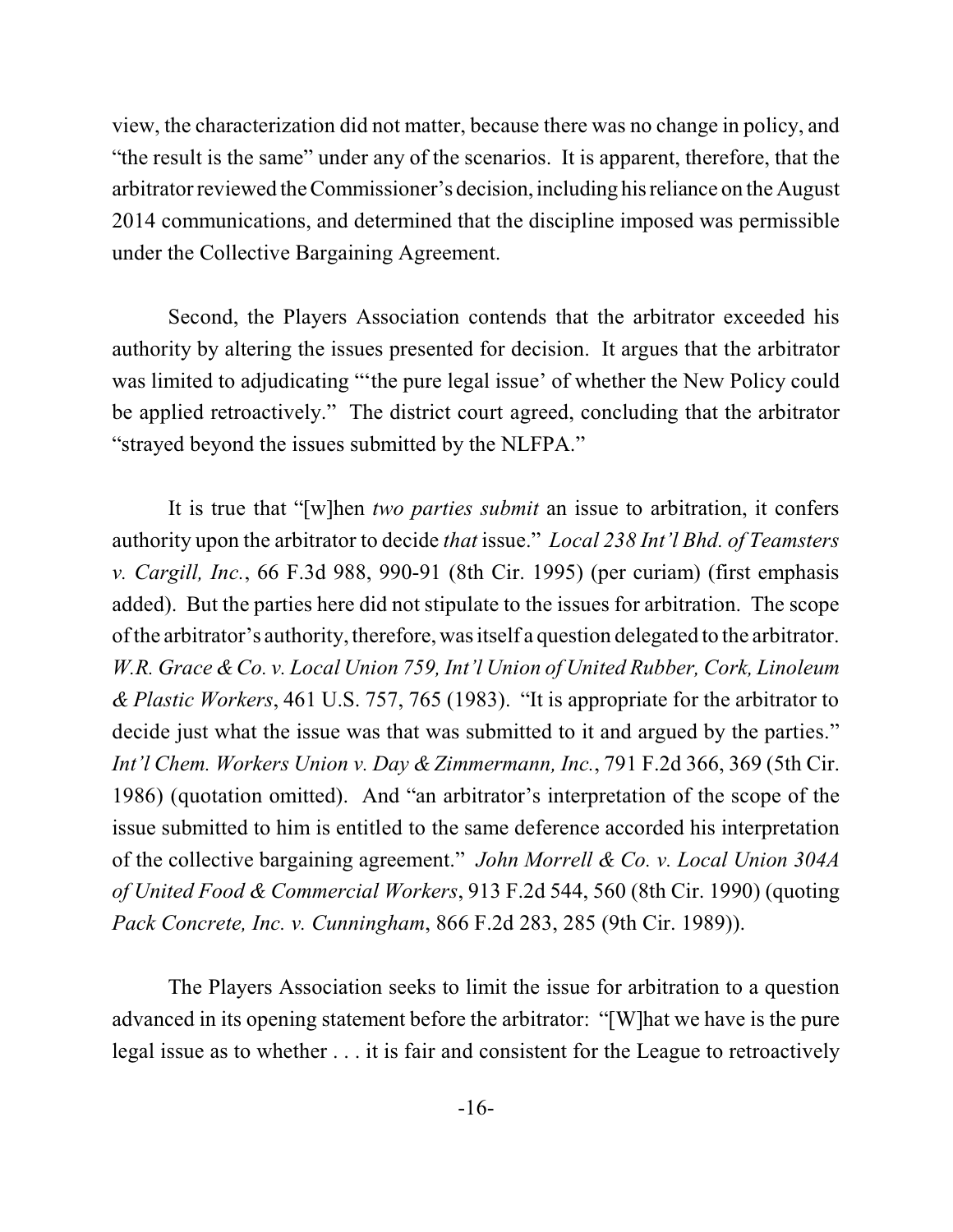view, the characterization did not matter, because there was no change in policy, and "the result is the same" under any of the scenarios. It is apparent, therefore, that the arbitrator reviewed the Commissioner's decision, including his reliance on the August 2014 communications, and determined that the discipline imposed was permissible under the Collective Bargaining Agreement.

Second, the Players Association contends that the arbitrator exceeded his authority by altering the issues presented for decision. It argues that the arbitrator was limited to adjudicating "'the pure legal issue' of whether the New Policy could be applied retroactively." The district court agreed, concluding that the arbitrator "strayed beyond the issues submitted by the NLFPA."

It is true that "[w]hen *two parties submit* an issue to arbitration, it confers authority upon the arbitrator to decide *that* issue." *Local 238 Int'l Bhd. of Teamsters v. Cargill, Inc.*, 66 F.3d 988, 990-91 (8th Cir. 1995) (per curiam) (first emphasis added). But the parties here did not stipulate to the issues for arbitration. The scope of the arbitrator's authority, therefore, was itself a question delegated to the arbitrator. *W.R. Grace & Co. v. Local Union 759, Int'l Union of United Rubber, Cork, Linoleum & Plastic Workers*, 461 U.S. 757, 765 (1983). "It is appropriate for the arbitrator to decide just what the issue was that was submitted to it and argued by the parties." *Int'l Chem. Workers Union v. Day & Zimmermann, Inc.*, 791 F.2d 366, 369 (5th Cir. 1986) (quotation omitted). And "an arbitrator's interpretation of the scope of the issue submitted to him is entitled to the same deference accorded his interpretation of the collective bargaining agreement." *John Morrell & Co. v. Local Union 304A of United Food & Commercial Workers*, 913 F.2d 544, 560 (8th Cir. 1990) (quoting *Pack Concrete, Inc. v. Cunningham*, 866 F.2d 283, 285 (9th Cir. 1989)).

The Players Association seeks to limit the issue for arbitration to a question advanced in its opening statement before the arbitrator: "[W]hat we have is the pure legal issue as to whether . . . it is fair and consistent for the League to retroactively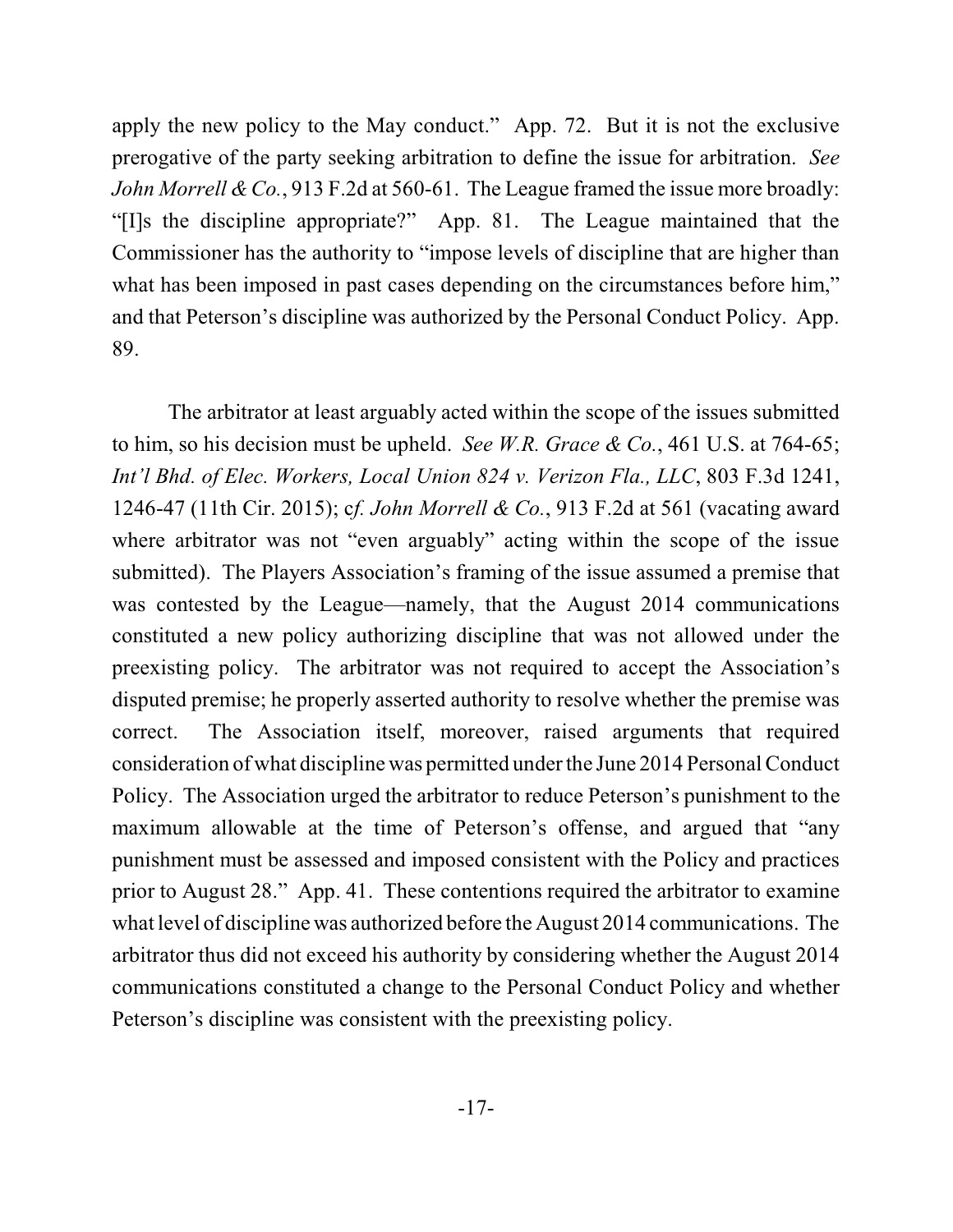apply the new policy to the May conduct." App. 72. But it is not the exclusive prerogative of the party seeking arbitration to define the issue for arbitration. *See John Morrell & Co.*, 913 F.2d at 560-61. The League framed the issue more broadly: "[I]s the discipline appropriate?" App. 81. The League maintained that the Commissioner has the authority to "impose levels of discipline that are higher than what has been imposed in past cases depending on the circumstances before him," and that Peterson's discipline was authorized by the Personal Conduct Policy. App. 89.

The arbitrator at least arguably acted within the scope of the issues submitted to him, so his decision must be upheld. *See W.R. Grace & Co.*, 461 U.S. at 764-65; *Int'l Bhd. of Elec. Workers, Local Union 824 v. Verizon Fla., LLC*, 803 F.3d 1241, 1246-47 (11th Cir. 2015); c*f. John Morrell & Co.*, 913 F.2d at 561 (vacating award where arbitrator was not "even arguably" acting within the scope of the issue submitted). The Players Association's framing of the issue assumed a premise that was contested by the League—namely, that the August 2014 communications constituted a new policy authorizing discipline that was not allowed under the preexisting policy. The arbitrator was not required to accept the Association's disputed premise; he properly asserted authority to resolve whether the premise was correct. The Association itself, moreover, raised arguments that required consideration of what discipline was permitted under the June 2014 Personal Conduct Policy. The Association urged the arbitrator to reduce Peterson's punishment to the maximum allowable at the time of Peterson's offense, and argued that "any punishment must be assessed and imposed consistent with the Policy and practices prior to August 28." App. 41. These contentions required the arbitrator to examine what level of discipline was authorized before the August 2014 communications. The arbitrator thus did not exceed his authority by considering whether the August 2014 communications constituted a change to the Personal Conduct Policy and whether Peterson's discipline was consistent with the preexisting policy.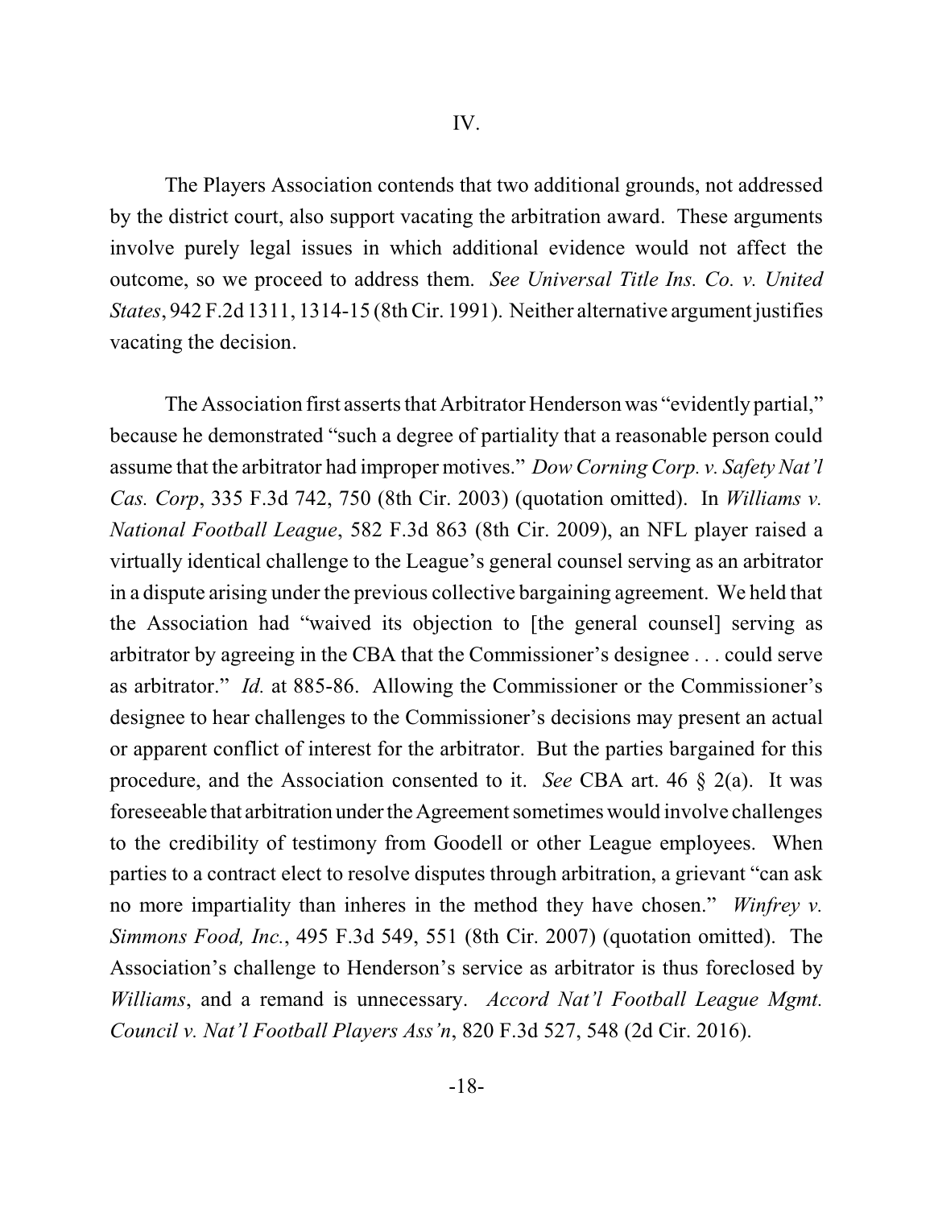## IV.

The Players Association contends that two additional grounds, not addressed by the district court, also support vacating the arbitration award. These arguments involve purely legal issues in which additional evidence would not affect the outcome, so we proceed to address them. *See Universal Title Ins. Co. v. United States*, 942 F.2d 1311, 1314-15 (8th Cir. 1991). Neither alternative argument justifies vacating the decision.

The Association first asserts that Arbitrator Henderson was "evidently partial," because he demonstrated "such a degree of partiality that a reasonable person could assume that the arbitrator had improper motives." *Dow Corning Corp. v. Safety Nat'l Cas. Corp*, 335 F.3d 742, 750 (8th Cir. 2003) (quotation omitted). In *Williams v. National Football League*, 582 F.3d 863 (8th Cir. 2009), an NFL player raised a virtually identical challenge to the League's general counsel serving as an arbitrator in a dispute arising under the previous collective bargaining agreement. We held that the Association had "waived its objection to [the general counsel] serving as arbitrator by agreeing in the CBA that the Commissioner's designee . . . could serve as arbitrator." *Id.* at 885-86. Allowing the Commissioner or the Commissioner's designee to hear challenges to the Commissioner's decisions may present an actual or apparent conflict of interest for the arbitrator. But the parties bargained for this procedure, and the Association consented to it. *See* CBA art. 46 § 2(a). It was foreseeable that arbitration under the Agreement sometimes would involve challenges to the credibility of testimony from Goodell or other League employees. When parties to a contract elect to resolve disputes through arbitration, a grievant "can ask no more impartiality than inheres in the method they have chosen." *Winfrey v. Simmons Food, Inc.*, 495 F.3d 549, 551 (8th Cir. 2007) (quotation omitted). The Association's challenge to Henderson's service as arbitrator is thus foreclosed by *Williams*, and a remand is unnecessary. *Accord Nat'l Football League Mgmt. Council v. Nat'l Football Players Ass'n*, 820 F.3d 527, 548 (2d Cir. 2016).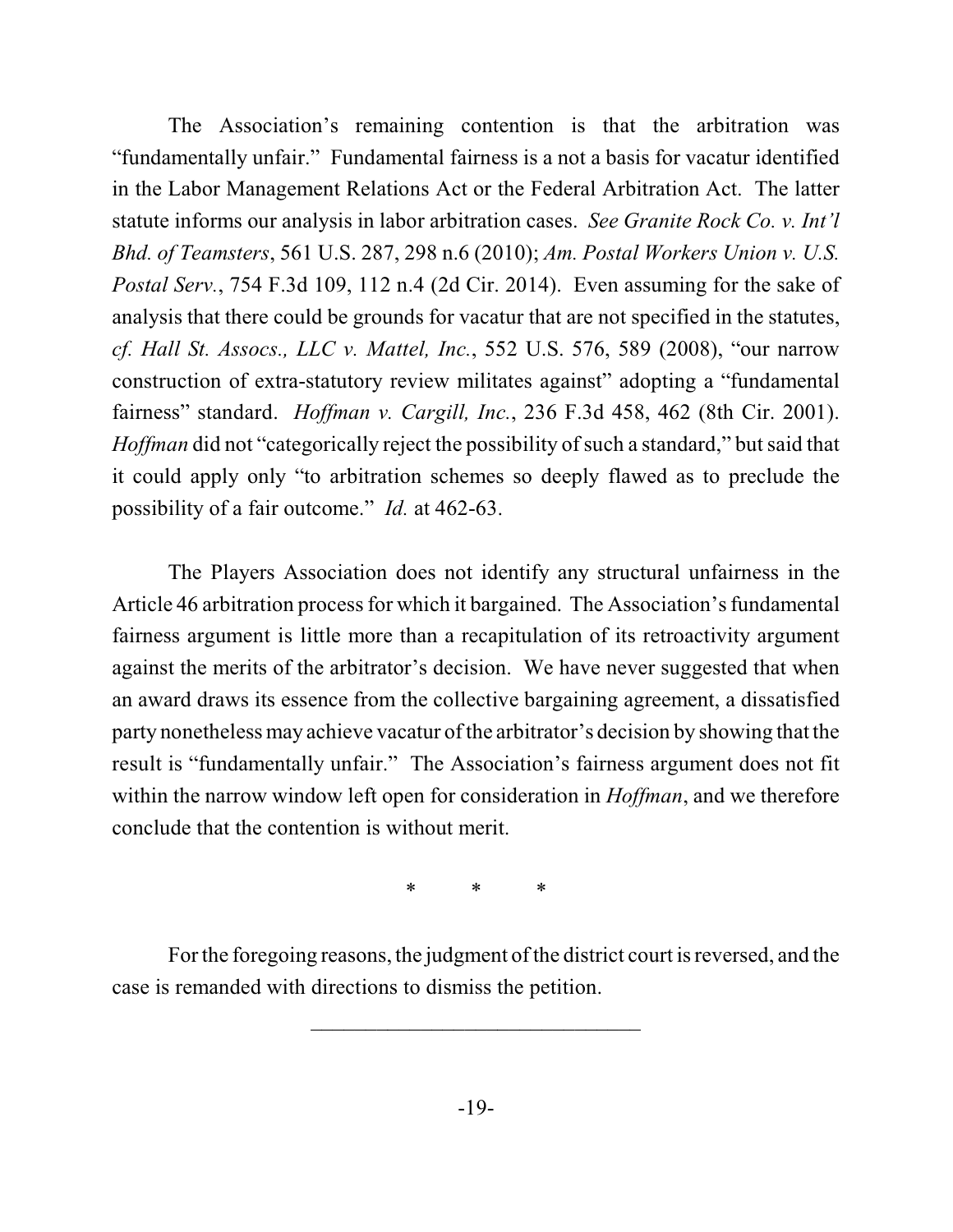The Association's remaining contention is that the arbitration was "fundamentally unfair." Fundamental fairness is a not a basis for vacatur identified in the Labor Management Relations Act or the Federal Arbitration Act. The latter statute informs our analysis in labor arbitration cases. *See Granite Rock Co. v. Int'l Bhd. of Teamsters*, 561 U.S. 287, 298 n.6 (2010); *Am. Postal Workers Union v. U.S. Postal Serv.*, 754 F.3d 109, 112 n.4 (2d Cir. 2014). Even assuming for the sake of analysis that there could be grounds for vacatur that are not specified in the statutes, *cf. Hall St. Assocs., LLC v. Mattel, Inc.*, 552 U.S. 576, 589 (2008), "our narrow construction of extra-statutory review militates against" adopting a "fundamental fairness" standard. *Hoffman v. Cargill, Inc.*, 236 F.3d 458, 462 (8th Cir. 2001). *Hoffman* did not "categorically reject the possibility of such a standard," but said that it could apply only "to arbitration schemes so deeply flawed as to preclude the possibility of a fair outcome." *Id.* at 462-63.

The Players Association does not identify any structural unfairness in the Article 46 arbitration process for which it bargained. The Association's fundamental fairness argument is little more than a recapitulation of its retroactivity argument against the merits of the arbitrator's decision. We have never suggested that when an award draws its essence from the collective bargaining agreement, a dissatisfied party nonetheless may achieve vacatur of the arbitrator's decision by showing that the result is "fundamentally unfair." The Association's fairness argument does not fit within the narrow window left open for consideration in *Hoffman*, and we therefore conclude that the contention is without merit.

\* \* \*

For the foregoing reasons, the judgment of the district court is reversed, and the case is remanded with directions to dismiss the petition.

---